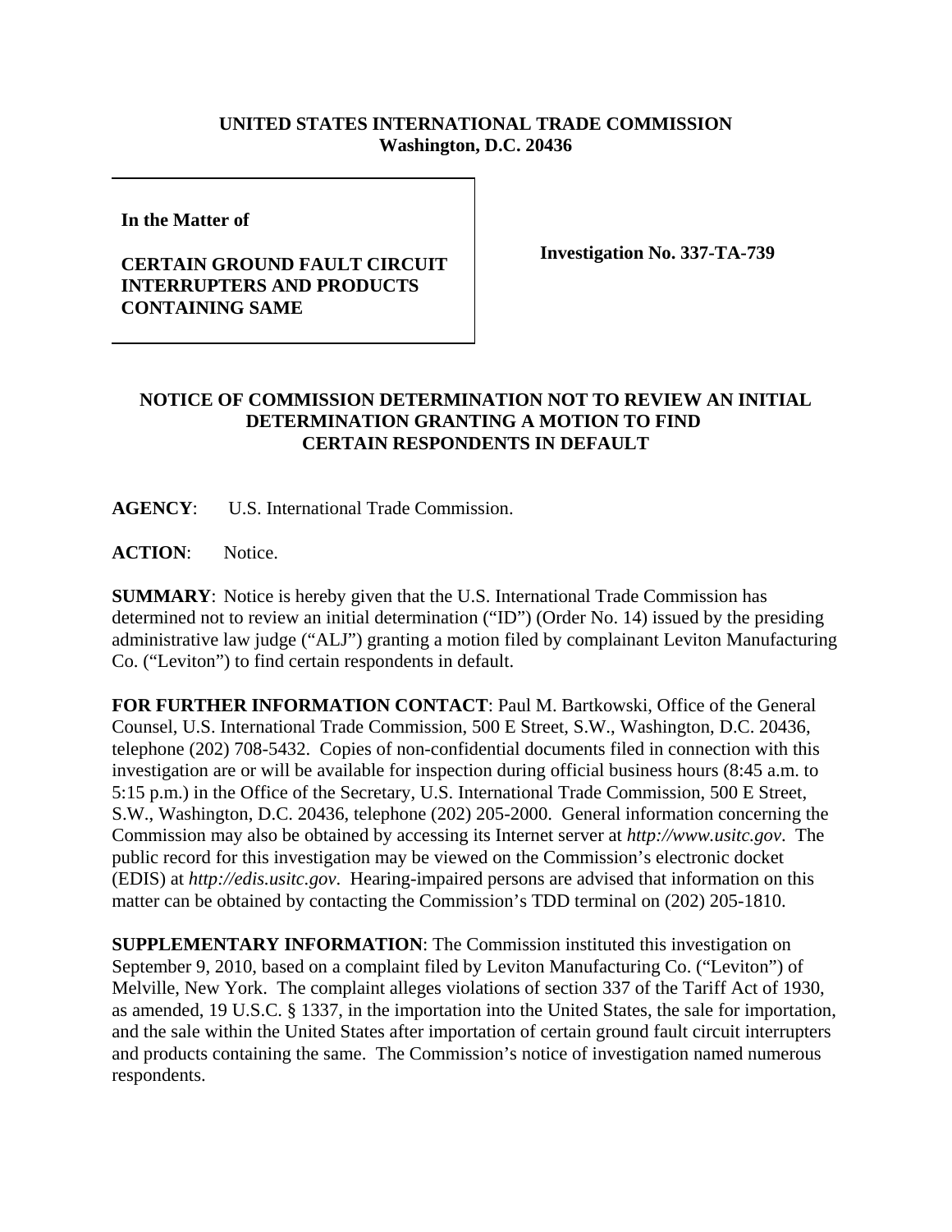**UNITED STATES INTERNATIONAL TRADE COMMISSION**
**Washington, D.C. 20436**

| | |
|---|---|
| **In the Matter of**<br><br>**CERTAIN GROUND FAULT CIRCUIT INTERRUPTERS AND PRODUCTS CONTAINING SAME** | **Investigation No. 337-TA-739** |

## NOTICE OF COMMISSION DETERMINATION NOT TO REVIEW AN INITIAL DETERMINATION GRANTING A MOTION TO FIND CERTAIN RESPONDENTS IN DEFAULT

**AGENCY**: U.S. International Trade Commission.

**ACTION**: Notice.

**SUMMARY**: Notice is hereby given that the U.S. International Trade Commission has determined not to review an initial determination ("ID") (Order No. 14) issued by the presiding administrative law judge ("ALJ") granting a motion filed by complainant Leviton Manufacturing Co. ("Leviton") to find certain respondents in default.

**FOR FURTHER INFORMATION CONTACT**: Paul M. Bartkowski, Office of the General Counsel, U.S. International Trade Commission, 500 E Street, S.W., Washington, D.C. 20436, telephone (202) 708-5432. Copies of non-confidential documents filed in connection with this investigation are or will be available for inspection during official business hours (8:45 a.m. to 5:15 p.m.) in the Office of the Secretary, U.S. International Trade Commission, 500 E Street, S.W., Washington, D.C. 20436, telephone (202) 205-2000. General information concerning the Commission may also be obtained by accessing its Internet server at *http://www.usitc.gov*. The public record for this investigation may be viewed on the Commission's electronic docket (EDIS) at *http://edis.usitc.gov*. Hearing-impaired persons are advised that information on this matter can be obtained by contacting the Commission's TDD terminal on (202) 205-1810.

**SUPPLEMENTARY INFORMATION**: The Commission instituted this investigation on September 9, 2010, based on a complaint filed by Leviton Manufacturing Co. ("Leviton") of Melville, New York. The complaint alleges violations of section 337 of the Tariff Act of 1930, as amended, 19 U.S.C. § 1337, in the importation into the United States, the sale for importation, and the sale within the United States after importation of certain ground fault circuit interrupters and products containing the same. The Commission's notice of investigation named numerous respondents.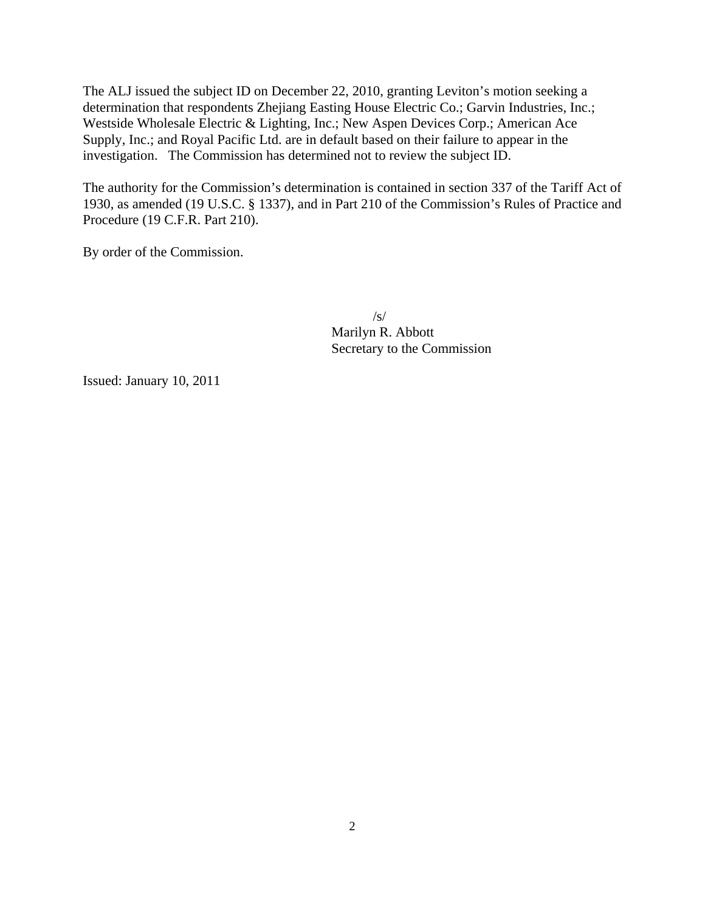The ALJ issued the subject ID on December 22, 2010, granting Leviton's motion seeking a determination that respondents Zhejiang Easting House Electric Co.; Garvin Industries, Inc.; Westside Wholesale Electric & Lighting, Inc.; New Aspen Devices Corp.; American Ace Supply, Inc.; and Royal Pacific Ltd. are in default based on their failure to appear in the investigation. The Commission has determined not to review the subject ID.

The authority for the Commission's determination is contained in section 337 of the Tariff Act of 1930, as amended (19 U.S.C. § 1337), and in Part 210 of the Commission's Rules of Practice and Procedure (19 C.F.R. Part 210).

By order of the Commission.

/s/
Marilyn R. Abbott
Secretary to the Commission

Issued: January 10, 2011